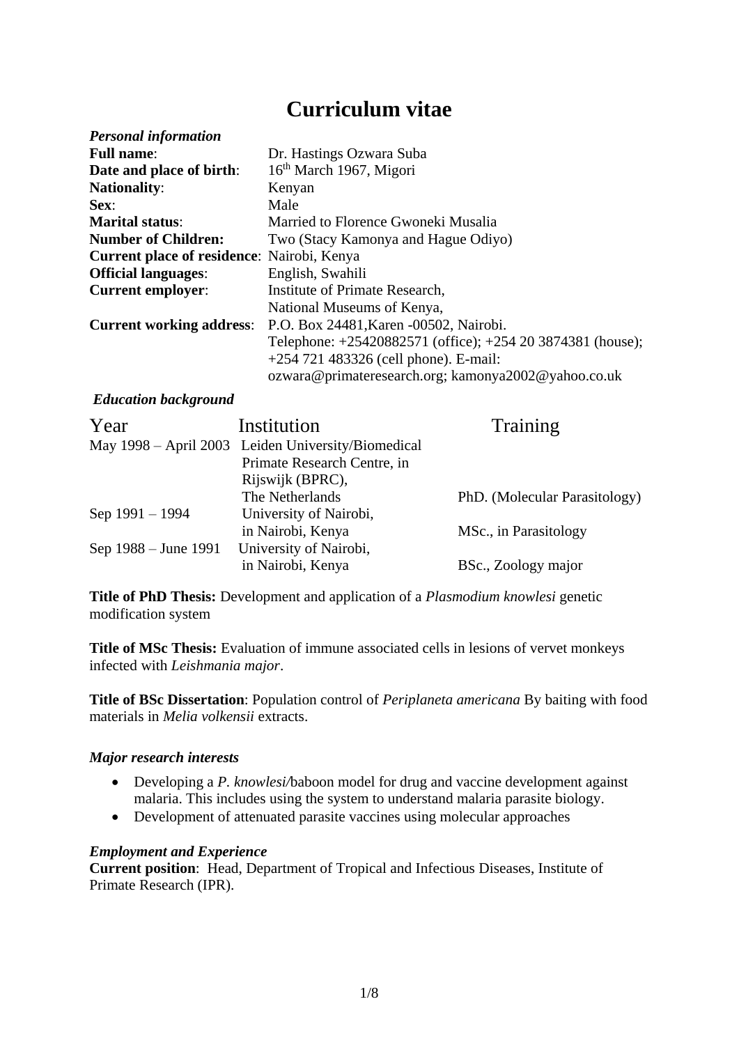# Curriculum vitae

***Personal information***

| | |
|---|---|
| **Full name**: | Dr. Hastings Ozwara Suba |
| **Date and place of birth**: | 16th March 1967, Migori |
| **Nationality**: | Kenyan |
| **Sex**: | Male |
| **Marital status**: | Married to Florence Gwoneki Musalia |
| **Number of Children:** | Two (Stacy Kamonya and Hague Odiyo) |
| **Current place of residence**: | Nairobi, Kenya |
| **Official languages**: | English, Swahili |
| **Current employer**: | Institute of Primate Research, National Museums of Kenya, |
| **Current working address**: | P.O. Box 24481,Karen -00502, Nairobi. Telephone: +25420882571 (office); +254 20 3874381 (house); +254 721 483326 (cell phone). E-mail: ozwara@primateresearch.org; kamonya2002@yahoo.co.uk |

***Education background***

| Year | Institution | Training |
|---|---|---|
| May 1998 – April 2003 | Leiden University/Biomedical Primate Research Centre, in Rijswijk (BPRC), The Netherlands | PhD. (Molecular Parasitology) |
| Sep 1991 – 1994 | University of Nairobi, in Nairobi, Kenya | MSc., in Parasitology |
| Sep 1988 – June 1991 | University of Nairobi, in Nairobi, Kenya | BSc., Zoology major |

**Title of PhD Thesis:** Development and application of a *Plasmodium knowlesi* genetic modification system

**Title of MSc Thesis:** Evaluation of immune associated cells in lesions of vervet monkeys infected with *Leishmania major*.

**Title of BSc Dissertation**: Population control of *Periplaneta americana* By baiting with food materials in *Melia volkensii* extracts.

***Major research interests***

- Developing a *P. knowlesi/*baboon model for drug and vaccine development against malaria. This includes using the system to understand malaria parasite biology.
- Development of attenuated parasite vaccines using molecular approaches

***Employment and Experience***

**Current position**: Head, Department of Tropical and Infectious Diseases, Institute of Primate Research (IPR).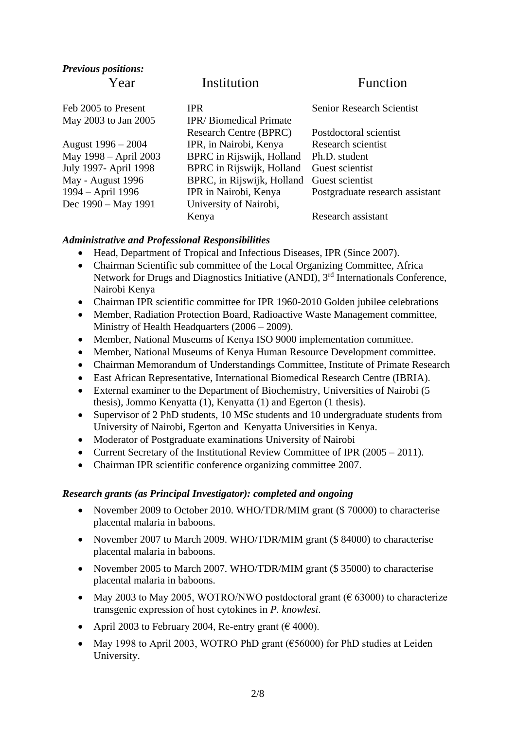***Previous positions:***

| Year | Institution | Function |
|---|---|---|
| Feb 2005 to Present | IPR | Senior Research Scientist |
| May 2003 to Jan 2005 | IPR/ Biomedical Primate Research Centre (BPRC) | Postdoctoral scientist |
| August 1996 – 2004 | IPR, in Nairobi, Kenya | Research scientist |
| May 1998 – April 2003 | BPRC in Rijswijk, Holland | Ph.D. student |
| July 1997- April 1998 | BPRC in Rijswijk, Holland | Guest scientist |
| May - August 1996 | BPRC, in Rijswijk, Holland | Guest scientist |
| 1994 – April 1996 | IPR in Nairobi, Kenya | Postgraduate research assistant |
| Dec 1990 – May 1991 | University of Nairobi, Kenya | Research assistant |

***Administrative and Professional Responsibilities***

- Head, Department of Tropical and Infectious Diseases, IPR (Since 2007).
- Chairman Scientific sub committee of the Local Organizing Committee, Africa Network for Drugs and Diagnostics Initiative (ANDI), 3rd Internationals Conference, Nairobi Kenya
- Chairman IPR scientific committee for IPR 1960-2010 Golden jubilee celebrations
- Member, Radiation Protection Board, Radioactive Waste Management committee, Ministry of Health Headquarters (2006 – 2009).
- Member, National Museums of Kenya ISO 9000 implementation committee.
- Member, National Museums of Kenya Human Resource Development committee.
- Chairman Memorandum of Understandings Committee, Institute of Primate Research
- East African Representative, International Biomedical Research Centre (IBRIA).
- External examiner to the Department of Biochemistry, Universities of Nairobi (5 thesis), Jommo Kenyatta (1), Kenyatta (1) and Egerton (1 thesis).
- Supervisor of 2 PhD students, 10 MSc students and 10 undergraduate students from University of Nairobi, Egerton and Kenyatta Universities in Kenya.
- Moderator of Postgraduate examinations University of Nairobi
- Current Secretary of the Institutional Review Committee of IPR (2005 – 2011).
- Chairman IPR scientific conference organizing committee 2007.

***Research grants (as Principal Investigator): completed and ongoing***

- November 2009 to October 2010. WHO/TDR/MIM grant ($ 70000) to characterise placental malaria in baboons.
- November 2007 to March 2009. WHO/TDR/MIM grant ($ 84000) to characterise placental malaria in baboons.
- November 2005 to March 2007. WHO/TDR/MIM grant ($ 35000) to characterise placental malaria in baboons.
- May 2003 to May 2005, WOTRO/NWO postdoctoral grant (€ 63000) to characterize transgenic expression of host cytokines in *P. knowlesi*.
- April 2003 to February 2004, Re-entry grant (€ 4000).
- May 1998 to April 2003, WOTRO PhD grant (€56000) for PhD studies at Leiden University.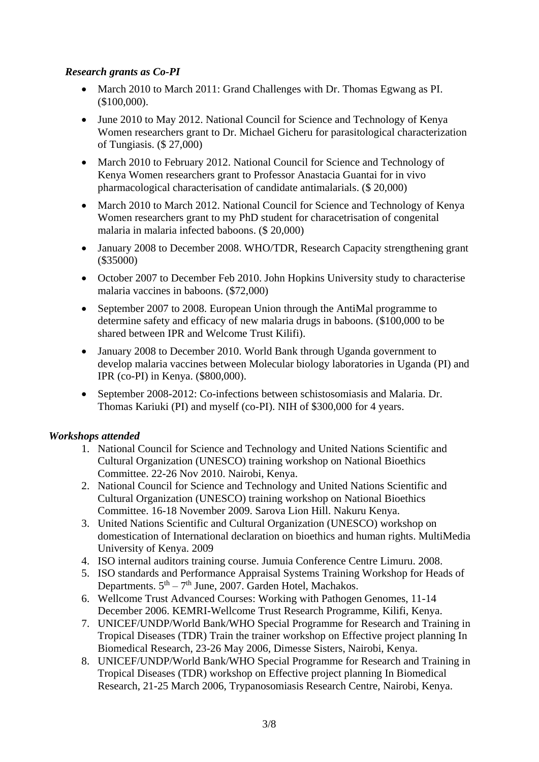***Research grants as Co-PI***

- March 2010 to March 2011: Grand Challenges with Dr. Thomas Egwang as PI. ($100,000).
- June 2010 to May 2012. National Council for Science and Technology of Kenya Women researchers grant to Dr. Michael Gicheru for parasitological characterization of Tungiasis. ($ 27,000)
- March 2010 to February 2012. National Council for Science and Technology of Kenya Women researchers grant to Professor Anastacia Guantai for in vivo pharmacological characterisation of candidate antimalarials. ($ 20,000)
- March 2010 to March 2012. National Council for Science and Technology of Kenya Women researchers grant to my PhD student for characetrisation of congenital malaria in malaria infected baboons. ($ 20,000)
- January 2008 to December 2008. WHO/TDR, Research Capacity strengthening grant ($35000)
- October 2007 to December Feb 2010. John Hopkins University study to characterise malaria vaccines in baboons. ($72,000)
- September 2007 to 2008. European Union through the AntiMal programme to determine safety and efficacy of new malaria drugs in baboons. ($100,000 to be shared between IPR and Welcome Trust Kilifi).
- January 2008 to December 2010. World Bank through Uganda government to develop malaria vaccines between Molecular biology laboratories in Uganda (PI) and IPR (co-PI) in Kenya. ($800,000).
- September 2008-2012: Co-infections between schistosomiasis and Malaria. Dr. Thomas Kariuki (PI) and myself (co-PI). NIH of $300,000 for 4 years.

***Workshops attended***

1. National Council for Science and Technology and United Nations Scientific and Cultural Organization (UNESCO) training workshop on National Bioethics Committee. 22-26 Nov 2010. Nairobi, Kenya.
2. National Council for Science and Technology and United Nations Scientific and Cultural Organization (UNESCO) training workshop on National Bioethics Committee. 16-18 November 2009. Sarova Lion Hill. Nakuru Kenya.
3. United Nations Scientific and Cultural Organization (UNESCO) workshop on domestication of International declaration on bioethics and human rights. MultiMedia University of Kenya. 2009
4. ISO internal auditors training course. Jumuia Conference Centre Limuru. 2008.
5. ISO standards and Performance Appraisal Systems Training Workshop for Heads of Departments. 5th – 7th June, 2007. Garden Hotel, Machakos.
6. Wellcome Trust Advanced Courses: Working with Pathogen Genomes, 11-14 December 2006. KEMRI-Wellcome Trust Research Programme, Kilifi, Kenya.
7. UNICEF/UNDP/World Bank/WHO Special Programme for Research and Training in Tropical Diseases (TDR) Train the trainer workshop on Effective project planning In Biomedical Research, 23-26 May 2006, Dimesse Sisters, Nairobi, Kenya.
8. UNICEF/UNDP/World Bank/WHO Special Programme for Research and Training in Tropical Diseases (TDR) workshop on Effective project planning In Biomedical Research, 21-25 March 2006, Trypanosomiasis Research Centre, Nairobi, Kenya.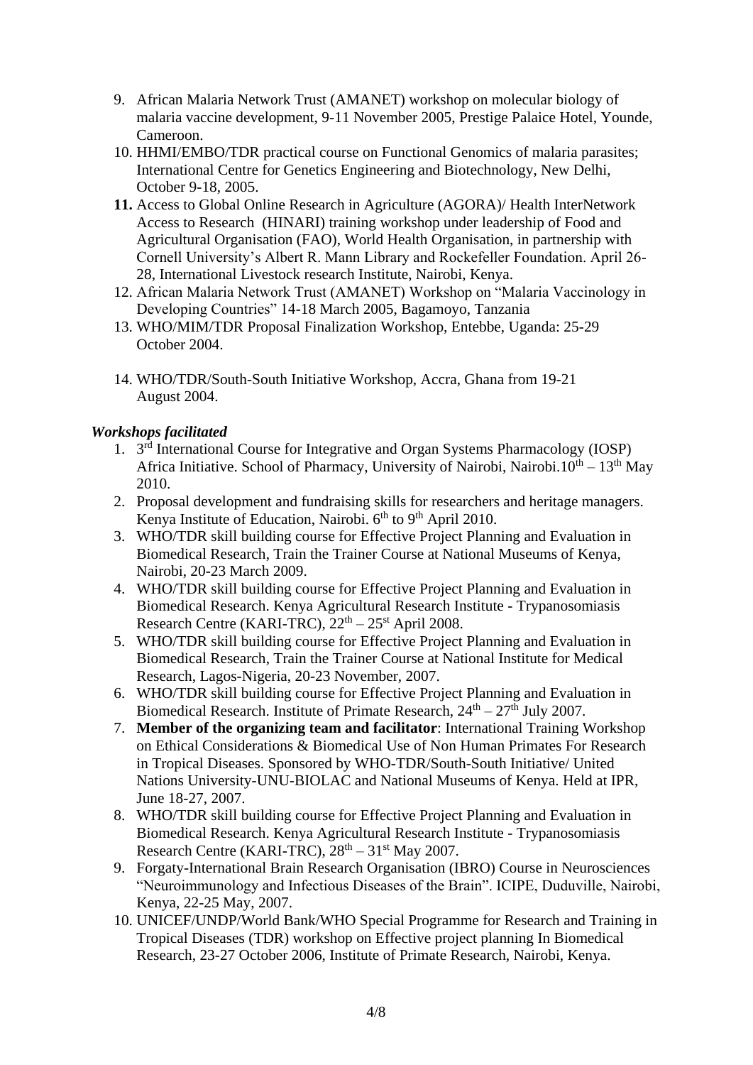9. African Malaria Network Trust (AMANET) workshop on molecular biology of malaria vaccine development, 9-11 November 2005, Prestige Palaice Hotel, Younde, Cameroon.
10. HHMI/EMBO/TDR practical course on Functional Genomics of malaria parasites; International Centre for Genetics Engineering and Biotechnology, New Delhi, October 9-18, 2005.
11. Access to Global Online Research in Agriculture (AGORA)/ Health InterNetwork Access to Research (HINARI) training workshop under leadership of Food and Agricultural Organisation (FAO), World Health Organisation, in partnership with Cornell University's Albert R. Mann Library and Rockefeller Foundation. April 26-28, International Livestock research Institute, Nairobi, Kenya.
12. African Malaria Network Trust (AMANET) Workshop on "Malaria Vaccinology in Developing Countries" 14-18 March 2005, Bagamoyo, Tanzania
13. WHO/MIM/TDR Proposal Finalization Workshop, Entebbe, Uganda: 25-29 October 2004.
14. WHO/TDR/South-South Initiative Workshop, Accra, Ghana from 19-21 August 2004.

***Workshops facilitated***

1. 3rd International Course for Integrative and Organ Systems Pharmacology (IOSP) Africa Initiative. School of Pharmacy, University of Nairobi, Nairobi.10th – 13th May 2010.
2. Proposal development and fundraising skills for researchers and heritage managers. Kenya Institute of Education, Nairobi. 6th to 9th April 2010.
3. WHO/TDR skill building course for Effective Project Planning and Evaluation in Biomedical Research, Train the Trainer Course at National Museums of Kenya, Nairobi, 20-23 March 2009.
4. WHO/TDR skill building course for Effective Project Planning and Evaluation in Biomedical Research. Kenya Agricultural Research Institute - Trypanosomiasis Research Centre (KARI-TRC), 22th – 25st April 2008.
5. WHO/TDR skill building course for Effective Project Planning and Evaluation in Biomedical Research, Train the Trainer Course at National Institute for Medical Research, Lagos-Nigeria, 20-23 November, 2007.
6. WHO/TDR skill building course for Effective Project Planning and Evaluation in Biomedical Research. Institute of Primate Research, 24th – 27th July 2007.
7. **Member of the organizing team and facilitator**: International Training Workshop on Ethical Considerations & Biomedical Use of Non Human Primates For Research in Tropical Diseases. Sponsored by WHO-TDR/South-South Initiative/ United Nations University-UNU-BIOLAC and National Museums of Kenya. Held at IPR, June 18-27, 2007.
8. WHO/TDR skill building course for Effective Project Planning and Evaluation in Biomedical Research. Kenya Agricultural Research Institute - Trypanosomiasis Research Centre (KARI-TRC), 28th – 31st May 2007.
9. Forgaty-International Brain Research Organisation (IBRO) Course in Neurosciences "Neuroimmunology and Infectious Diseases of the Brain". ICIPE, Duduville, Nairobi, Kenya, 22-25 May, 2007.
10. UNICEF/UNDP/World Bank/WHO Special Programme for Research and Training in Tropical Diseases (TDR) workshop on Effective project planning In Biomedical Research, 23-27 October 2006, Institute of Primate Research, Nairobi, Kenya.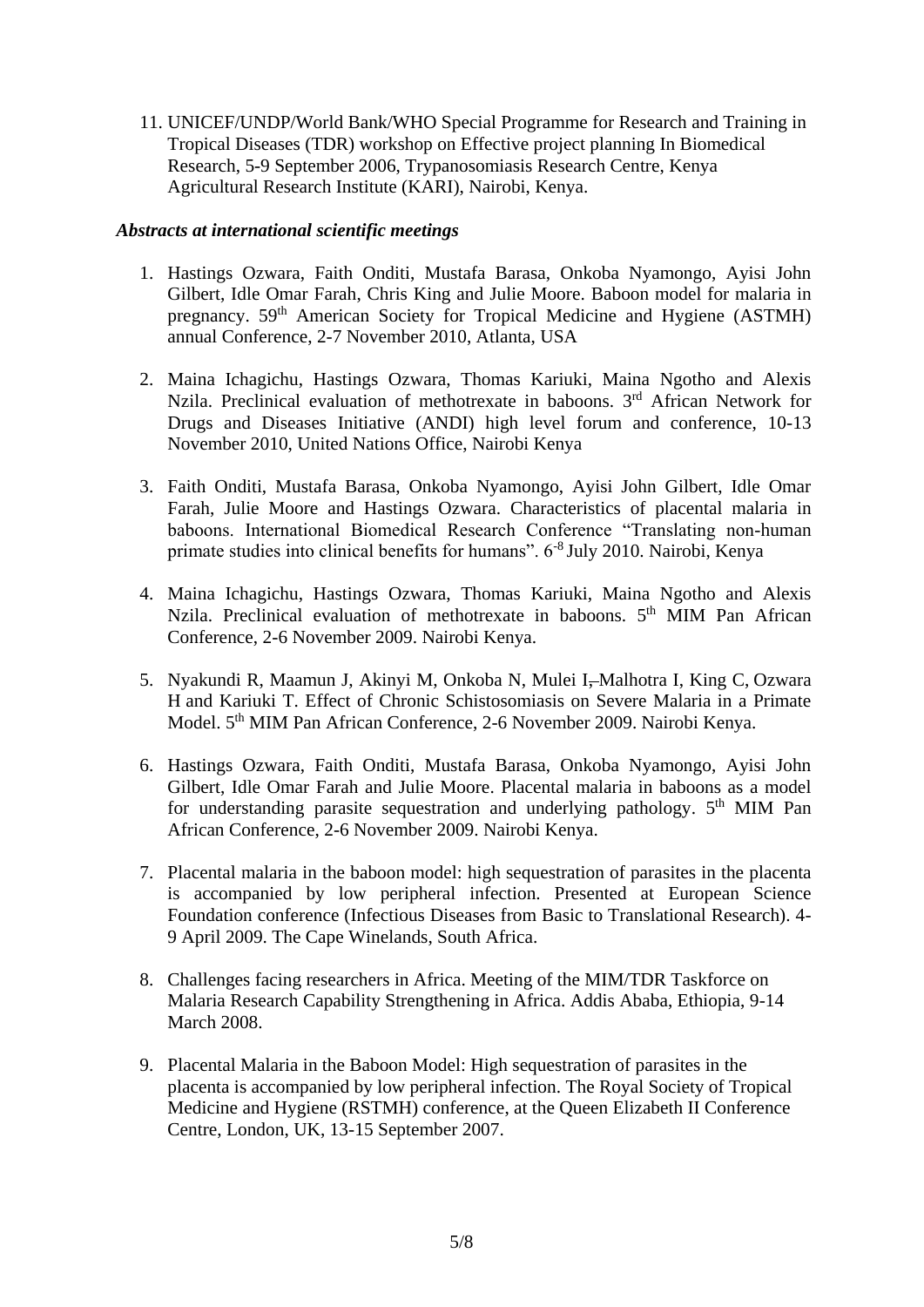11. UNICEF/UNDP/World Bank/WHO Special Programme for Research and Training in Tropical Diseases (TDR) workshop on Effective project planning In Biomedical Research, 5-9 September 2006, Trypanosomiasis Research Centre, Kenya Agricultural Research Institute (KARI), Nairobi, Kenya.

***Abstracts at international scientific meetings***

1. Hastings Ozwara, Faith Onditi, Mustafa Barasa, Onkoba Nyamongo, Ayisi John Gilbert, Idle Omar Farah, Chris King and Julie Moore. Baboon model for malaria in pregnancy. 59th American Society for Tropical Medicine and Hygiene (ASTMH) annual Conference, 2-7 November 2010, Atlanta, USA

2. Maina Ichagichu, Hastings Ozwara, Thomas Kariuki, Maina Ngotho and Alexis Nzila. Preclinical evaluation of methotrexate in baboons. 3rd African Network for Drugs and Diseases Initiative (ANDI) high level forum and conference, 10-13 November 2010, United Nations Office, Nairobi Kenya

3. Faith Onditi, Mustafa Barasa, Onkoba Nyamongo, Ayisi John Gilbert, Idle Omar Farah, Julie Moore and Hastings Ozwara. Characteristics of placental malaria in baboons. International Biomedical Research Conference "Translating non-human primate studies into clinical benefits for humans". 6-8 July 2010. Nairobi, Kenya

4. Maina Ichagichu, Hastings Ozwara, Thomas Kariuki, Maina Ngotho and Alexis Nzila. Preclinical evaluation of methotrexate in baboons. 5th MIM Pan African Conference, 2-6 November 2009. Nairobi Kenya.

5. Nyakundi R, Maamun J, Akinyi M, Onkoba N, Mulei I, Malhotra I, King C, Ozwara H and Kariuki T. Effect of Chronic Schistosomiasis on Severe Malaria in a Primate Model. 5th MIM Pan African Conference, 2-6 November 2009. Nairobi Kenya.

6. Hastings Ozwara, Faith Onditi, Mustafa Barasa, Onkoba Nyamongo, Ayisi John Gilbert, Idle Omar Farah and Julie Moore. Placental malaria in baboons as a model for understanding parasite sequestration and underlying pathology. 5th MIM Pan African Conference, 2-6 November 2009. Nairobi Kenya.

7. Placental malaria in the baboon model: high sequestration of parasites in the placenta is accompanied by low peripheral infection. Presented at European Science Foundation conference (Infectious Diseases from Basic to Translational Research). 4-9 April 2009. The Cape Winelands, South Africa.

8. Challenges facing researchers in Africa. Meeting of the MIM/TDR Taskforce on Malaria Research Capability Strengthening in Africa. Addis Ababa, Ethiopia, 9-14 March 2008.

9. Placental Malaria in the Baboon Model: High sequestration of parasites in the placenta is accompanied by low peripheral infection. The Royal Society of Tropical Medicine and Hygiene (RSTMH) conference, at the Queen Elizabeth II Conference Centre, London, UK, 13-15 September 2007.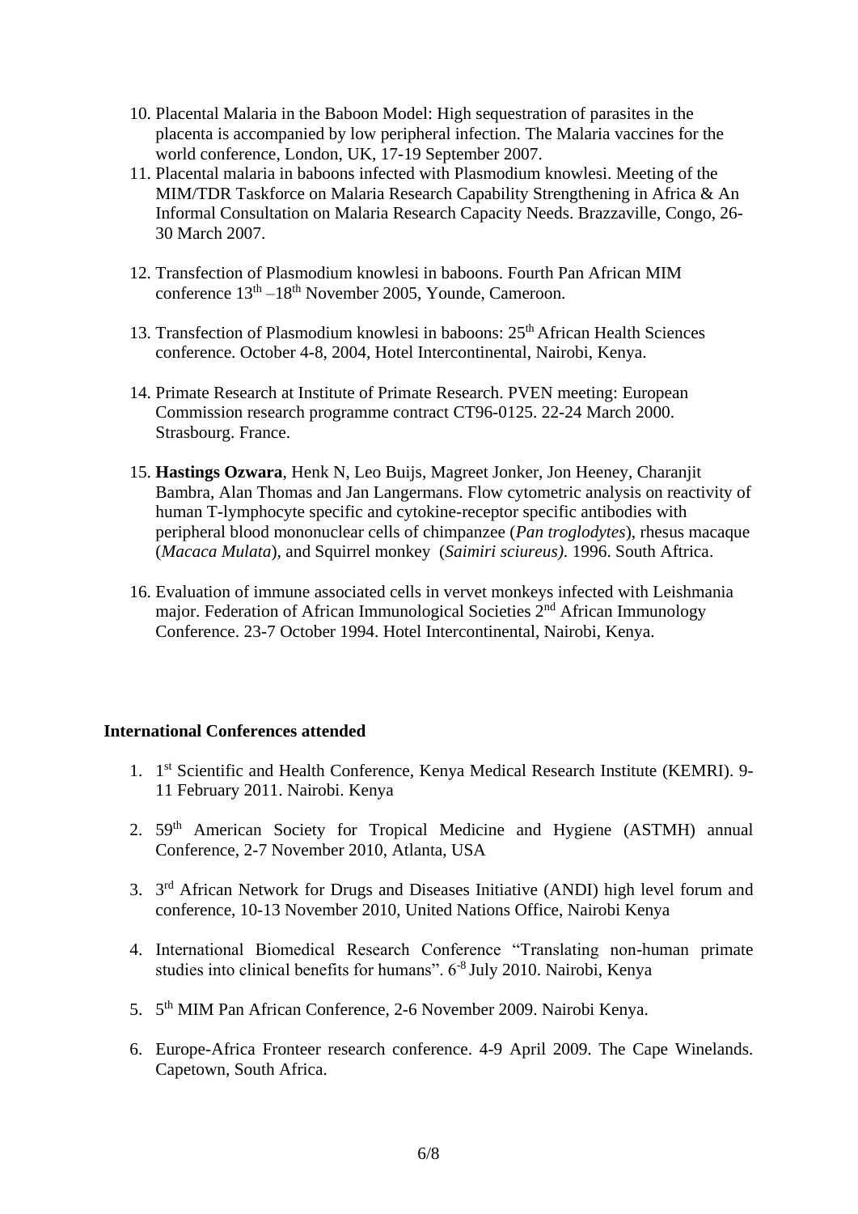10. Placental Malaria in the Baboon Model: High sequestration of parasites in the placenta is accompanied by low peripheral infection. The Malaria vaccines for the world conference, London, UK, 17-19 September 2007.
11. Placental malaria in baboons infected with Plasmodium knowlesi. Meeting of the MIM/TDR Taskforce on Malaria Research Capability Strengthening in Africa & An Informal Consultation on Malaria Research Capacity Needs. Brazzaville, Congo, 26-30 March 2007.
12. Transfection of Plasmodium knowlesi in baboons. Fourth Pan African MIM conference 13th –18th November 2005, Younde, Cameroon.
13. Transfection of Plasmodium knowlesi in baboons: 25th African Health Sciences conference. October 4-8, 2004, Hotel Intercontinental, Nairobi, Kenya.
14. Primate Research at Institute of Primate Research. PVEN meeting: European Commission research programme contract CT96-0125. 22-24 March 2000. Strasbourg. France.
15. **Hastings Ozwara**, Henk N, Leo Buijs, Magreet Jonker, Jon Heeney, Charanjit Bambra, Alan Thomas and Jan Langermans. Flow cytometric analysis on reactivity of human T-lymphocyte specific and cytokine-receptor specific antibodies with peripheral blood mononuclear cells of chimpanzee (*Pan troglodytes*), rhesus macaque (*Macaca Mulata*), and Squirrel monkey (*Saimiri sciureus)*. 1996. South Aftrica.
16. Evaluation of immune associated cells in vervet monkeys infected with Leishmania major. Federation of African Immunological Societies 2nd African Immunology Conference. 23-7 October 1994. Hotel Intercontinental, Nairobi, Kenya.

**International Conferences attended**

1. 1st Scientific and Health Conference, Kenya Medical Research Institute (KEMRI). 9-11 February 2011. Nairobi. Kenya
2. 59th American Society for Tropical Medicine and Hygiene (ASTMH) annual Conference, 2-7 November 2010, Atlanta, USA
3. 3rd African Network for Drugs and Diseases Initiative (ANDI) high level forum and conference, 10-13 November 2010, United Nations Office, Nairobi Kenya
4. International Biomedical Research Conference "Translating non-human primate studies into clinical benefits for humans". 6-8 July 2010. Nairobi, Kenya
5. 5th MIM Pan African Conference, 2-6 November 2009. Nairobi Kenya.
6. Europe-Africa Fronteer research conference. 4-9 April 2009. The Cape Winelands. Capetown, South Africa.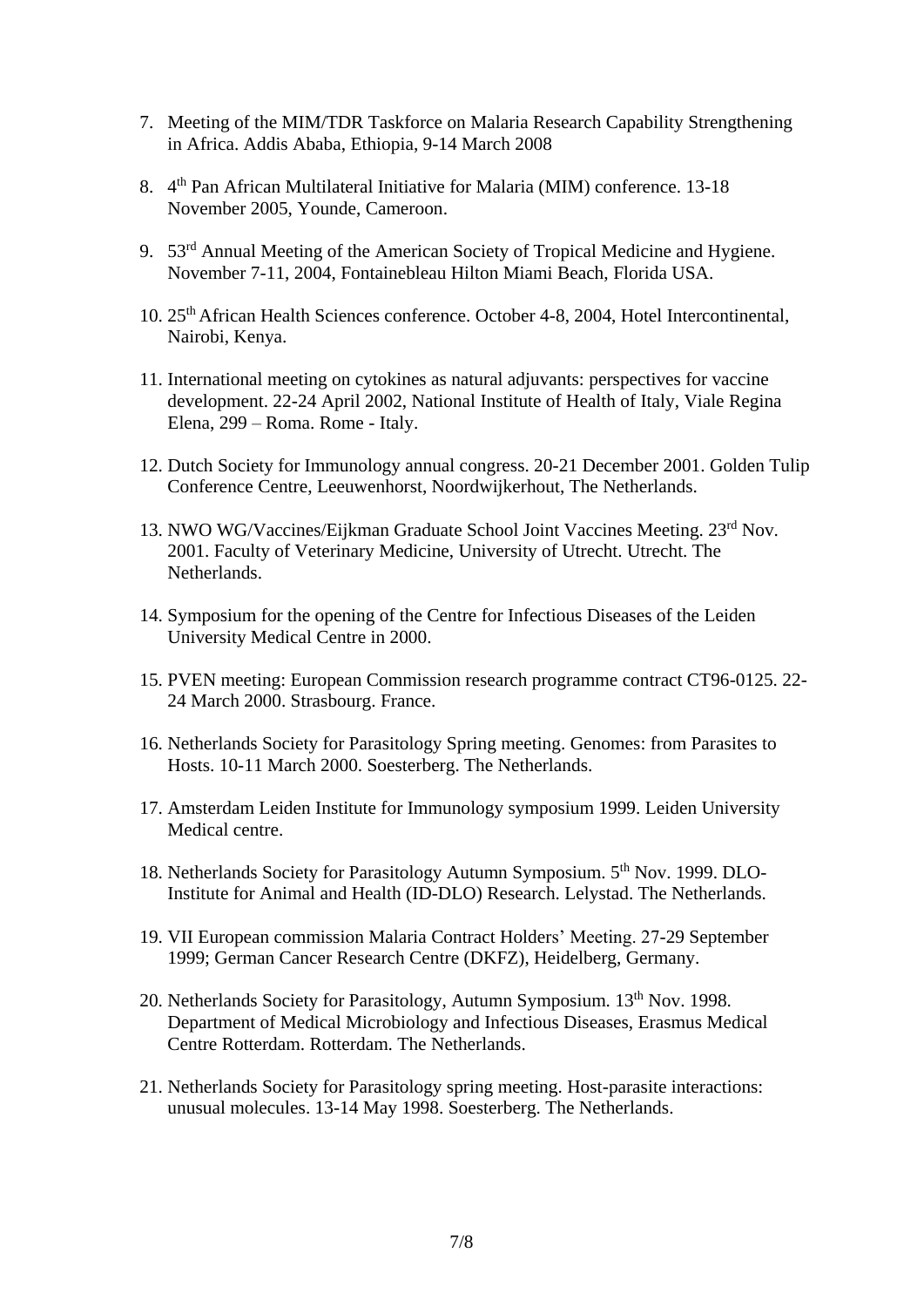7. Meeting of the MIM/TDR Taskforce on Malaria Research Capability Strengthening in Africa. Addis Ababa, Ethiopia, 9-14 March 2008

8. 4th Pan African Multilateral Initiative for Malaria (MIM) conference. 13-18 November 2005, Younde, Cameroon.

9. 53rd Annual Meeting of the American Society of Tropical Medicine and Hygiene. November 7-11, 2004, Fontainebleau Hilton Miami Beach, Florida USA.

10. 25th African Health Sciences conference. October 4-8, 2004, Hotel Intercontinental, Nairobi, Kenya.

11. International meeting on cytokines as natural adjuvants: perspectives for vaccine development. 22-24 April 2002, National Institute of Health of Italy, Viale Regina Elena, 299 – Roma. Rome - Italy.

12. Dutch Society for Immunology annual congress. 20-21 December 2001. Golden Tulip Conference Centre, Leeuwenhorst, Noordwijkerhout, The Netherlands.

13. NWO WG/Vaccines/Eijkman Graduate School Joint Vaccines Meeting. 23rd Nov. 2001. Faculty of Veterinary Medicine, University of Utrecht. Utrecht. The Netherlands.

14. Symposium for the opening of the Centre for Infectious Diseases of the Leiden University Medical Centre in 2000.

15. PVEN meeting: European Commission research programme contract CT96-0125. 22-24 March 2000. Strasbourg. France.

16. Netherlands Society for Parasitology Spring meeting. Genomes: from Parasites to Hosts. 10-11 March 2000. Soesterberg. The Netherlands.

17. Amsterdam Leiden Institute for Immunology symposium 1999. Leiden University Medical centre.

18. Netherlands Society for Parasitology Autumn Symposium. 5th Nov. 1999. DLO-Institute for Animal and Health (ID-DLO) Research. Lelystad. The Netherlands.

19. VII European commission Malaria Contract Holders' Meeting. 27-29 September 1999; German Cancer Research Centre (DKFZ), Heidelberg, Germany.

20. Netherlands Society for Parasitology, Autumn Symposium. 13th Nov. 1998. Department of Medical Microbiology and Infectious Diseases, Erasmus Medical Centre Rotterdam. Rotterdam. The Netherlands.

21. Netherlands Society for Parasitology spring meeting. Host-parasite interactions: unusual molecules. 13-14 May 1998. Soesterberg. The Netherlands.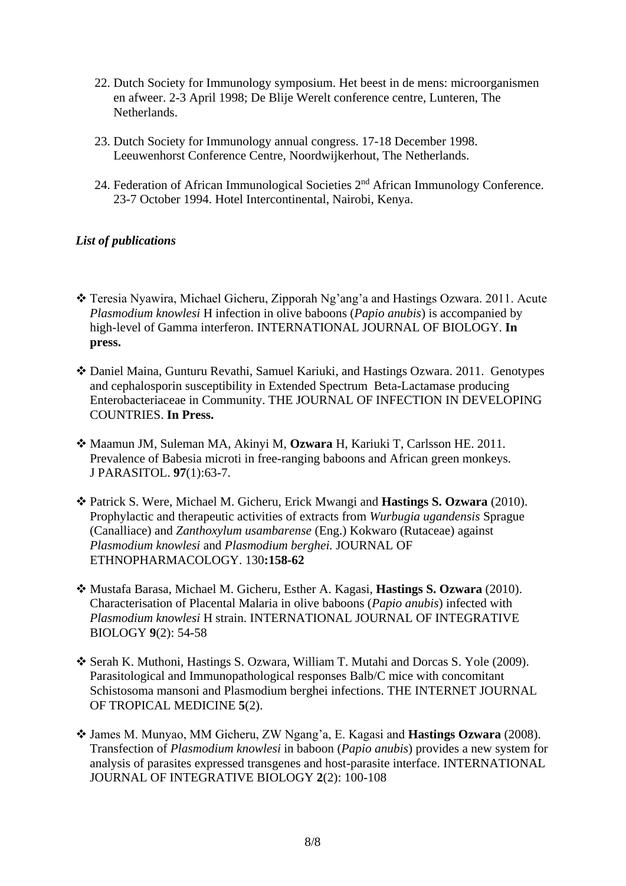22. Dutch Society for Immunology symposium. Het beest in de mens: microorganismen en afweer. 2-3 April 1998; De Blije Werelt conference centre, Lunteren, The Netherlands.

23. Dutch Society for Immunology annual congress. 17-18 December 1998. Leeuwenhorst Conference Centre, Noordwijkerhout, The Netherlands.

24. Federation of African Immunological Societies 2nd African Immunology Conference. 23-7 October 1994. Hotel Intercontinental, Nairobi, Kenya.

***List of publications***

- Teresia Nyawira, Michael Gicheru, Zipporah Ng'ang'a and Hastings Ozwara. 2011. Acute *Plasmodium knowlesi* H infection in olive baboons (*Papio anubis*) is accompanied by high-level of Gamma interferon. INTERNATIONAL JOURNAL OF BIOLOGY. **In press.**

- Daniel Maina, Gunturu Revathi, Samuel Kariuki, and Hastings Ozwara. 2011. Genotypes and cephalosporin susceptibility in Extended Spectrum Beta-Lactamase producing Enterobacteriaceae in Community. THE JOURNAL OF INFECTION IN DEVELOPING COUNTRIES. **In Press.**

- Maamun JM, Suleman MA, Akinyi M, **Ozwara** H, Kariuki T, Carlsson HE. 2011. Prevalence of Babesia microti in free-ranging baboons and African green monkeys. J PARASITOL. **97**(1):63-7.

- Patrick S. Were, Michael M. Gicheru, Erick Mwangi and **Hastings S. Ozwara** (2010). Prophylactic and therapeutic activities of extracts from *Wurbugia ugandensis* Sprague (Canalliace) and *Zanthoxylum usambarense* (Eng.) Kokwaro (Rutaceae) against *Plasmodium knowlesi* and *Plasmodium berghei.* JOURNAL OF ETHNOPHARMACOLOGY. 130**:158-62**

- Mustafa Barasa, Michael M. Gicheru, Esther A. Kagasi, **Hastings S. Ozwara** (2010). Characterisation of Placental Malaria in olive baboons (*Papio anubis*) infected with *Plasmodium knowlesi* H strain. INTERNATIONAL JOURNAL OF INTEGRATIVE BIOLOGY **9**(2): 54-58

- Serah K. Muthoni, Hastings S. Ozwara, William T. Mutahi and Dorcas S. Yole (2009). Parasitological and Immunopathological responses Balb/C mice with concomitant Schistosoma mansoni and Plasmodium berghei infections. THE INTERNET JOURNAL OF TROPICAL MEDICINE **5**(2).

- James M. Munyao, MM Gicheru, ZW Ngang'a, E. Kagasi and **Hastings Ozwara** (2008). Transfection of *Plasmodium knowlesi* in baboon (*Papio anubis*) provides a new system for analysis of parasites expressed transgenes and host-parasite interface. INTERNATIONAL JOURNAL OF INTEGRATIVE BIOLOGY **2**(2): 100-108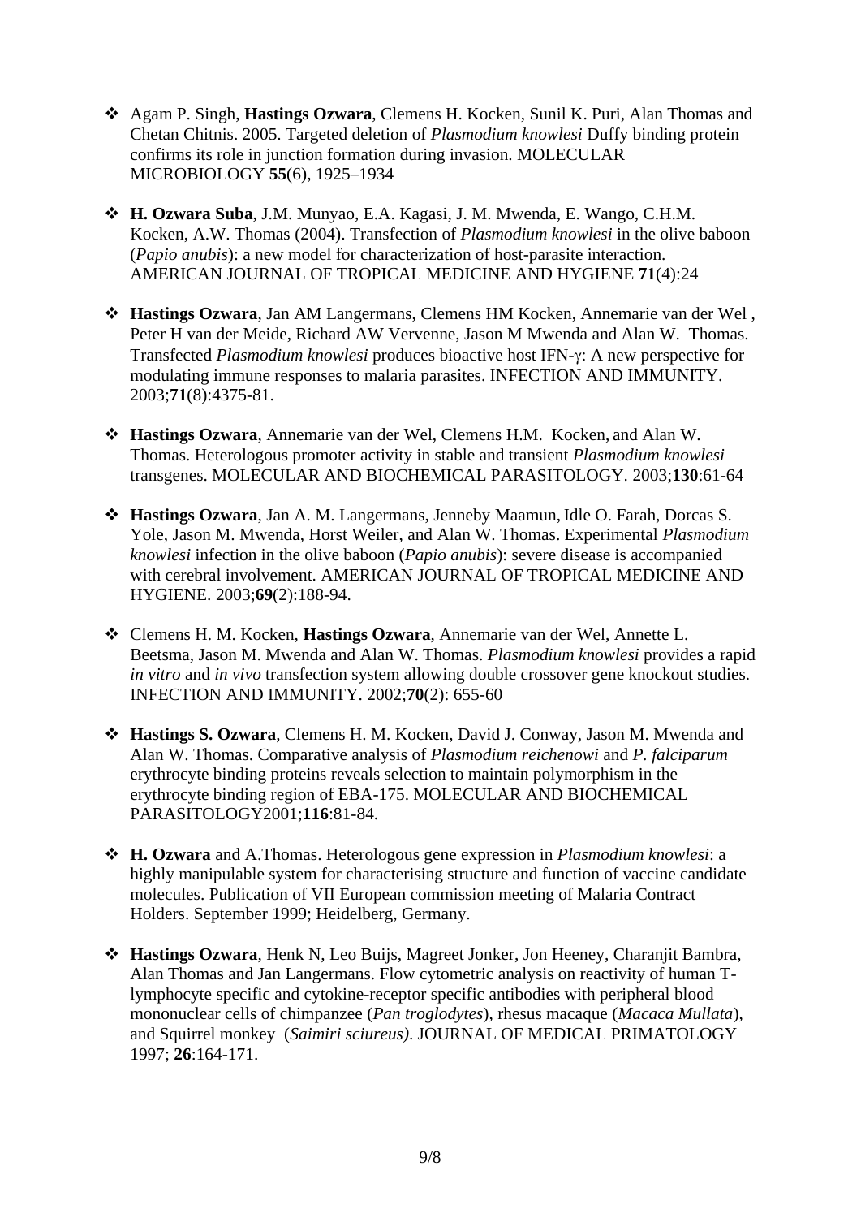- Agam P. Singh, **Hastings Ozwara**, Clemens H. Kocken, Sunil K. Puri, Alan Thomas and Chetan Chitnis. 2005. Targeted deletion of *Plasmodium knowlesi* Duffy binding protein confirms its role in junction formation during invasion. MOLECULAR MICROBIOLOGY **55**(6), 1925–1934

- **H. Ozwara Suba**, J.M. Munyao, E.A. Kagasi, J. M. Mwenda, E. Wango, C.H.M. Kocken, A.W. Thomas (2004). Transfection of *Plasmodium knowlesi* in the olive baboon (*Papio anubis*): a new model for characterization of host-parasite interaction. AMERICAN JOURNAL OF TROPICAL MEDICINE AND HYGIENE **71**(4):24

- **Hastings Ozwara**, Jan AM Langermans, Clemens HM Kocken, Annemarie van der Wel , Peter H van der Meide, Richard AW Vervenne, Jason M Mwenda and Alan W. Thomas. Transfected *Plasmodium knowlesi* produces bioactive host IFN-γ: A new perspective for modulating immune responses to malaria parasites. INFECTION AND IMMUNITY. 2003;**71**(8):4375-81.

- **Hastings Ozwara**, Annemarie van der Wel, Clemens H.M. Kocken, and Alan W. Thomas. Heterologous promoter activity in stable and transient *Plasmodium knowlesi* transgenes. MOLECULAR AND BIOCHEMICAL PARASITOLOGY. 2003;**130**:61-64

- **Hastings Ozwara**, Jan A. M. Langermans, Jenneby Maamun, Idle O. Farah, Dorcas S. Yole, Jason M. Mwenda, Horst Weiler, and Alan W. Thomas. Experimental *Plasmodium knowlesi* infection in the olive baboon (*Papio anubis*): severe disease is accompanied with cerebral involvement. AMERICAN JOURNAL OF TROPICAL MEDICINE AND HYGIENE. 2003;**69**(2):188-94.

- Clemens H. M. Kocken, **Hastings Ozwara**, Annemarie van der Wel, Annette L. Beetsma, Jason M. Mwenda and Alan W. Thomas. *Plasmodium knowlesi* provides a rapid *in vitro* and *in vivo* transfection system allowing double crossover gene knockout studies. INFECTION AND IMMUNITY. 2002;**70**(2): 655-60

- **Hastings S. Ozwara**, Clemens H. M. Kocken, David J. Conway, Jason M. Mwenda and Alan W. Thomas. Comparative analysis of *Plasmodium reichenowi* and *P. falciparum* erythrocyte binding proteins reveals selection to maintain polymorphism in the erythrocyte binding region of EBA-175. MOLECULAR AND BIOCHEMICAL PARASITOLOGY2001;**116**:81-84.

- **H. Ozwara** and A.Thomas. Heterologous gene expression in *Plasmodium knowlesi*: a highly manipulable system for characterising structure and function of vaccine candidate molecules. Publication of VII European commission meeting of Malaria Contract Holders. September 1999; Heidelberg, Germany.

- **Hastings Ozwara**, Henk N, Leo Buijs, Magreet Jonker, Jon Heeney, Charanjit Bambra, Alan Thomas and Jan Langermans. Flow cytometric analysis on reactivity of human T-lymphocyte specific and cytokine-receptor specific antibodies with peripheral blood mononuclear cells of chimpanzee (*Pan troglodytes*), rhesus macaque (*Macaca Mullata*), and Squirrel monkey (*Saimiri sciureus)*. JOURNAL OF MEDICAL PRIMATOLOGY 1997; **26**:164-171.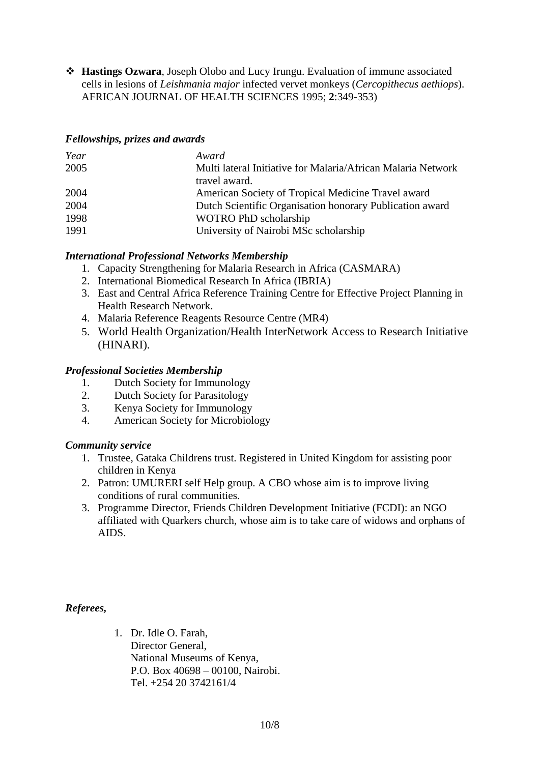- **Hastings Ozwara**, Joseph Olobo and Lucy Irungu. Evaluation of immune associated cells in lesions of *Leishmania major* infected vervet monkeys (*Cercopithecus aethiops*). AFRICAN JOURNAL OF HEALTH SCIENCES 1995; **2**:349-353)

***Fellowships, prizes and awards***

| *Year* | *Award* |
|---|---|
| 2005 | Multi lateral Initiative for Malaria/African Malaria Network travel award. |
| 2004 | American Society of Tropical Medicine Travel award |
| 2004 | Dutch Scientific Organisation honorary Publication award |
| 1998 | WOTRO PhD scholarship |
| 1991 | University of Nairobi MSc scholarship |

***International Professional Networks Membership***

1. Capacity Strengthening for Malaria Research in Africa (CASMARA)
2. International Biomedical Research In Africa (IBRIA)
3. East and Central Africa Reference Training Centre for Effective Project Planning in Health Research Network.
4. Malaria Reference Reagents Resource Centre (MR4)
5. World Health Organization/Health InterNetwork Access to Research Initiative (HINARI).

***Professional Societies Membership***

1. Dutch Society for Immunology
2. Dutch Society for Parasitology
3. Kenya Society for Immunology
4. American Society for Microbiology

***Community service***

1. Trustee, Gataka Childrens trust. Registered in United Kingdom for assisting poor children in Kenya
2. Patron: UMURERI self Help group. A CBO whose aim is to improve living conditions of rural communities.
3. Programme Director, Friends Children Development Initiative (FCDI): an NGO affiliated with Quarkers church, whose aim is to take care of widows and orphans of AIDS.

***Referees,***

1. Dr. Idle O. Farah,
   Director General,
   National Museums of Kenya,
   P.O. Box 40698 – 00100, Nairobi.
   Tel. +254 20 3742161/4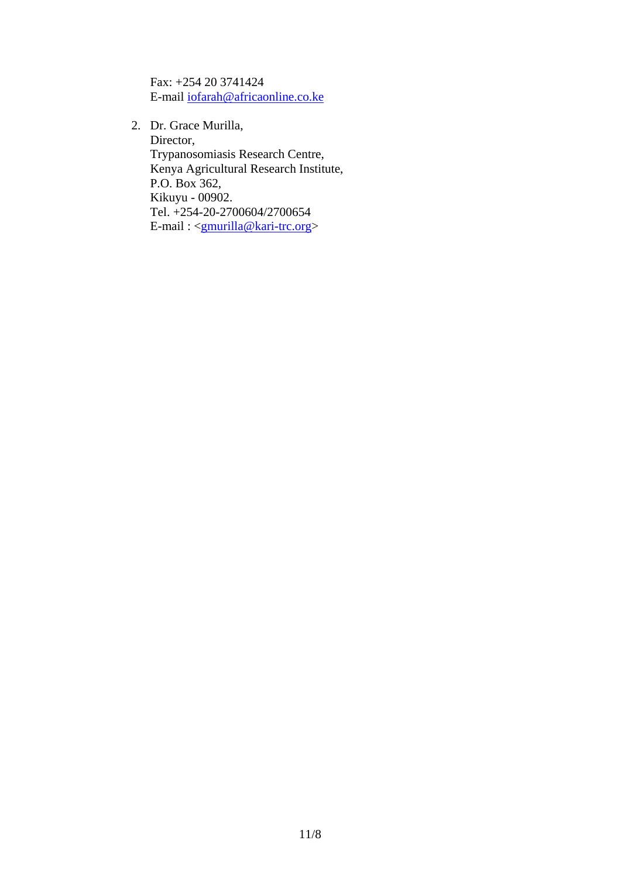Fax: +254 20 3741424
E-mail iofarah@africaonline.co.ke

2. Dr. Grace Murilla,
   Director,
   Trypanosomiasis Research Centre,
   Kenya Agricultural Research Institute,
   P.O. Box 362,
   Kikuyu - 00902.
   Tel. +254-20-2700604/2700654
   E-mail : <gmurilla@kari-trc.org>